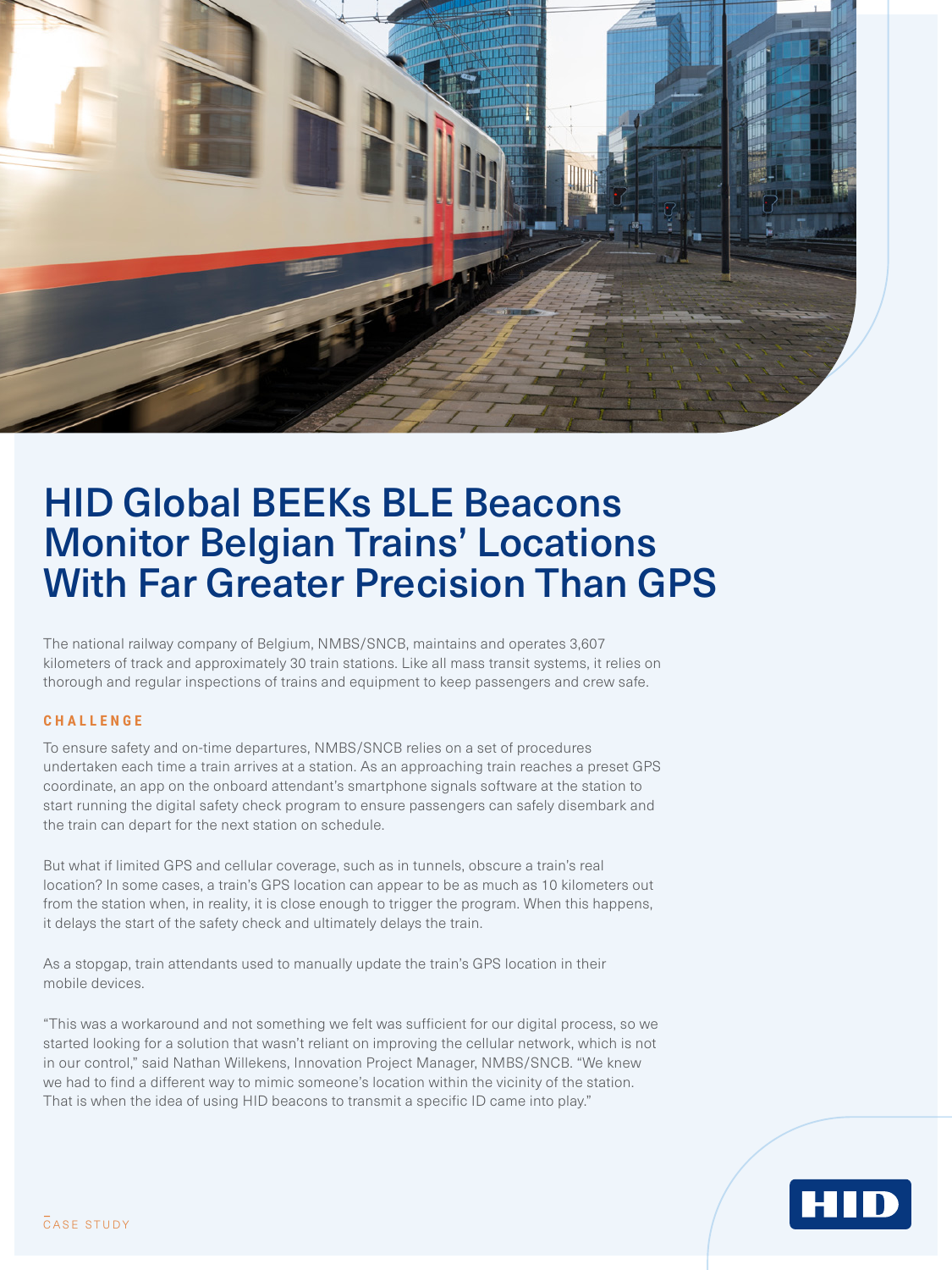# HID Global BEEKs BLE Beacons Monitor Belgian Trains' Locations With Far Greater Precision Than GPS

The national railway company of Belgium, NMBS/SNCB, maintains and operates 3,607 kilometers of track and approximately 30 train stations. Like all mass transit systems, it relies on thorough and regular inspections of trains and equipment to keep passengers and crew safe.

## CHALLENGE

To ensure safety and on-time departures, NMBS/SNCB relies on a set of procedures undertaken each time a train arrives at a station. As an approaching train reaches a preset GPS coordinate, an app on the onboard attendant's smartphone signals software at the station to start running the digital safety check program to ensure passengers can safely disembark and the train can depart for the next station on schedule.

But what if limited GPS and cellular coverage, such as in tunnels, obscure a train's real location? In some cases, a train's GPS location can appear to be as much as 10 kilometers out from the station when, in reality, it is close enough to trigger the program. When this happens, it delays the start of the safety check and ultimately delays the train.

As a stopgap, train attendants used to manually update the train's GPS location in their mobile devices.

"This was a workaround and not something we felt was sufficient for our digital process, so we started looking for a solution that wasn't reliant on improving the cellular network, which is not in our control," said Nathan Willekens, Innovation Project Manager, NMBS/SNCB. "We knew we had to find a different way to mimic someone's location within the vicinity of the station. That is when the idea of using HID beacons to transmit a specific ID came into play."

CASE STUDY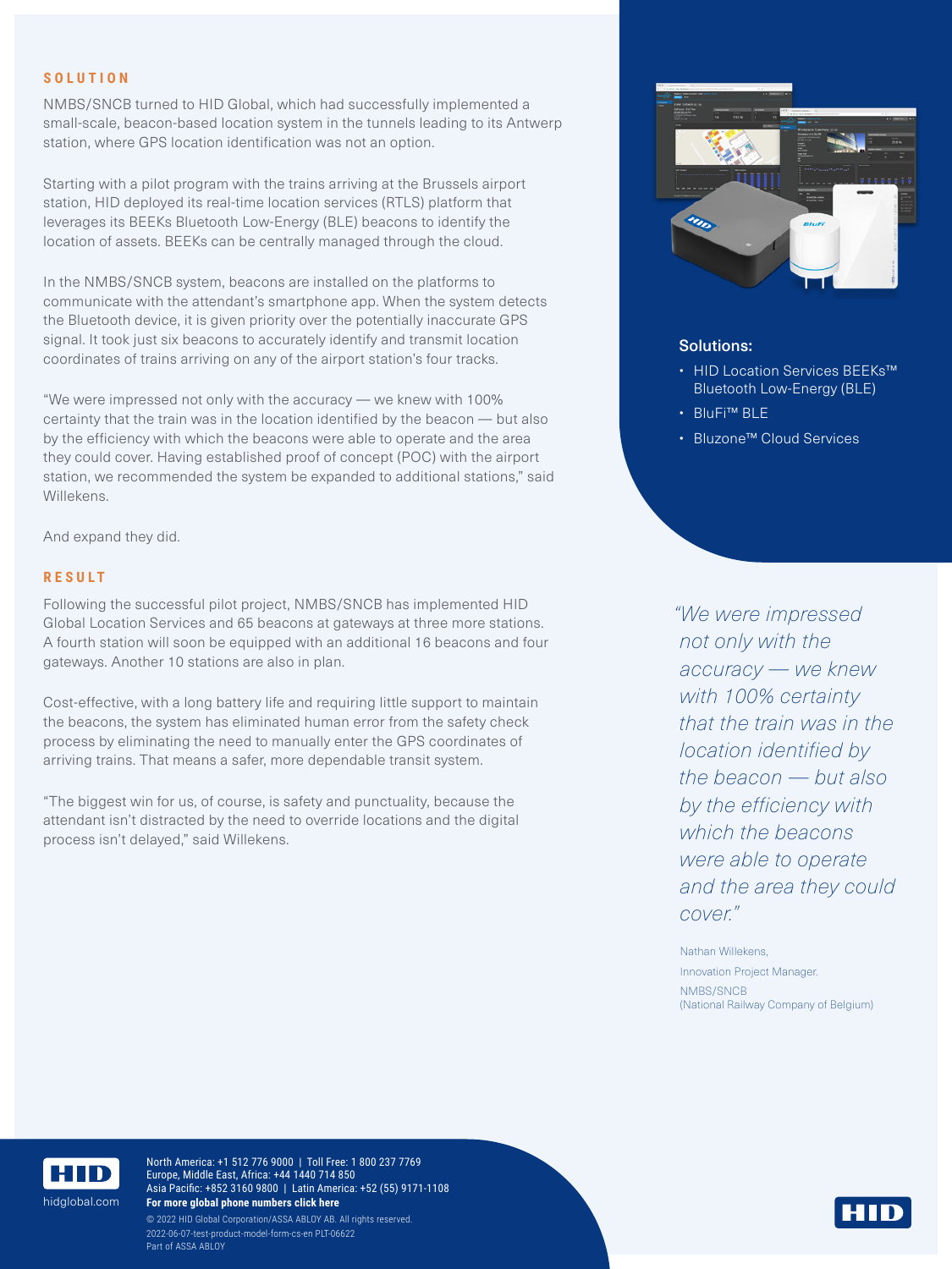## SOLUTION

NMBS/SNCB turned to HID Global, which had successfully implemented a small-scale, beacon-based location system in the tunnels leading to its Antwerp station, where GPS location identification was not an option.

Starting with a pilot program with the trains arriving at the Brussels airport station, HID deployed its real-time location services (RTLS) platform that leverages its BEEKs Bluetooth Low-Energy (BLE) beacons to identify the location of assets. BEEKs can be centrally managed through the cloud.

In the NMBS/SNCB system, beacons are installed on the platforms to communicate with the attendant's smartphone app. When the system detects the Bluetooth device, it is given priority over the potentially inaccurate GPS signal. It took just six beacons to accurately identify and transmit location coordinates of trains arriving on any of the airport station's four tracks.

"We were impressed not only with the accuracy — we knew with 100% certainty that the train was in the location identified by the beacon — but also by the efficiency with which the beacons were able to operate and the area they could cover. Having established proof of concept (POC) with the airport station, we recommended the system be expanded to additional stations," said Willekens.

And expand they did.

## RESULT

Following the successful pilot project, NMBS/SNCB has implemented HID Global Location Services and 65 beacons at gateways at three more stations. A fourth station will soon be equipped with an additional 16 beacons and four gateways. Another 10 stations are also in plan.

Cost-effective, with a long battery life and requiring little support to maintain the beacons, the system has eliminated human error from the safety check process by eliminating the need to manually enter the GPS coordinates of arriving trains. That means a safer, more dependable transit system.

"The biggest win for us, of course, is safety and punctuality, because the attendant isn't distracted by the need to override locations and the digital process isn't delayed," said Willekens.

### Solutions:

- HID Location Services BEEKs™ Bluetooth Low-Energy (BLE)
- BluFi™ BLE
- Bluzone™ Cloud Services

*"We were impressed not only with the accuracy — we knew with 100% certainty that the train was in the location identified by the beacon — but also by the efficiency with which the beacons were able to operate and the area they could cover."*

Nathan Willekens,
Innovation Project Manager.
NMBS/SNCB
(National Railway Company of Belgium)

hidglobal.com

North America: +1 512 776 9000 | Toll Free: 1 800 237 7769
Europe, Middle East, Africa: +44 1440 714 850
Asia Pacific: +852 3160 9800 | Latin America: +52 (55) 9171-1108
**For more global phone numbers click here**

© 2022 HID Global Corporation/ASSA ABLOY AB. All rights reserved.
2022-06-07-test-product-model-form-cs-en PLT-06622
Part of ASSA ABLOY